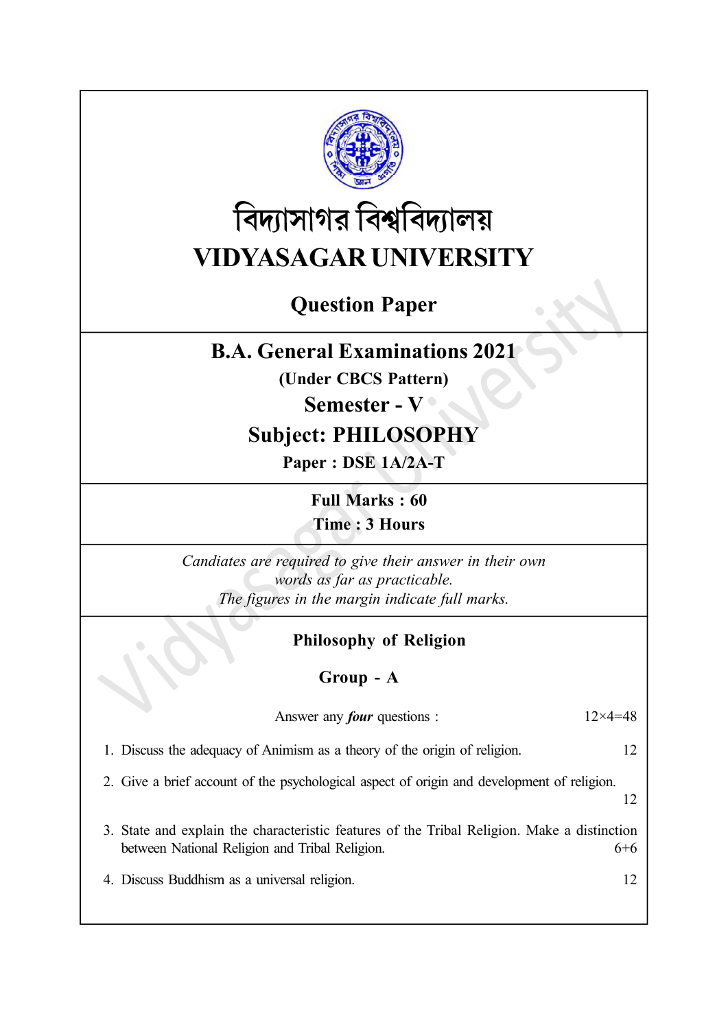# বিদ্যাসাগর বিশ্ববিদ্যালয়
# VIDYASAGAR UNIVERSITY

## Question Paper

## B.A. General Examinations 2021

**(Under CBCS Pattern)**

**Semester - V**

**Subject: PHILOSOPHY**

**Paper : DSE 1A/2A-T**

**Full Marks : 60**
**Time : 3 Hours**

*Candiates are required to give their answer in their own words as far as practicable.*
*The figures in the margin indicate full marks.*

### Philosophy of Religion

### Group - A

Answer any ***four*** questions : 12×4=48

1. Discuss the adequacy of Animism as a theory of the origin of religion. 12

2. Give a brief account of the psychological aspect of origin and development of religion. 12

3. State and explain the characteristic features of the Tribal Religion. Make a distinction between National Religion and Tribal Religion. 6+6

4. Discuss Buddhism as a universal religion. 12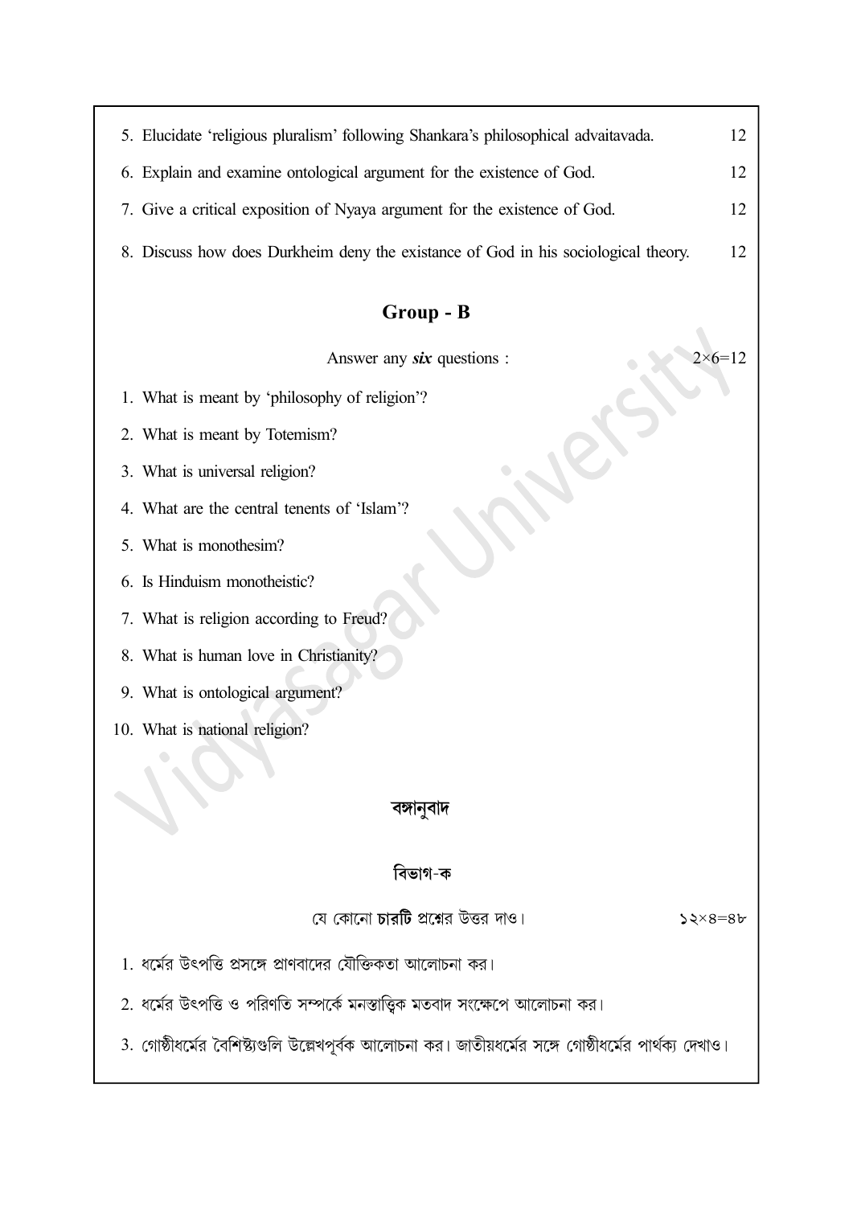5. Elucidate 'religious pluralism' following Shankara's philosophical advaitavada. 12

6. Explain and examine ontological argument for the existence of God. 12

7. Give a critical exposition of Nyaya argument for the existence of God. 12

8. Discuss how does Durkheim deny the existance of God in his sociological theory. 12

## Group - B

Answer any ***six*** questions : 2×6=12

1. What is meant by 'philosophy of religion'?
2. What is meant by Totemism?
3. What is universal religion?
4. What are the central tenents of 'Islam'?
5. What is monothesim?
6. Is Hinduism monotheistic?
7. What is religion according to Freud?
8. What is human love in Christianity?
9. What is ontological argument?
10. What is national religion?

## বঙ্গানুবাদ

### বিভাগ-ক

যে কোনো **চারটি** প্রশ্নের উত্তর দাও। ১২×৪=৪৮

1. ধর্মের উৎপত্তি প্রসঙ্গে প্রাণবাদের যৌক্তিকতা আলোচনা কর।
2. ধর্মের উৎপত্তি ও পরিণতি সম্পর্কে মনস্তাত্ত্বিক মতবাদ সংক্ষেপে আলোচনা কর।
3. গোষ্ঠীধর্মের বৈশিষ্ট্যগুলি উল্লেখপূর্বক আলোচনা কর। জাতীয়ধর্মের সঙ্গে গোষ্ঠীধর্মের পার্থক্য দেখাও।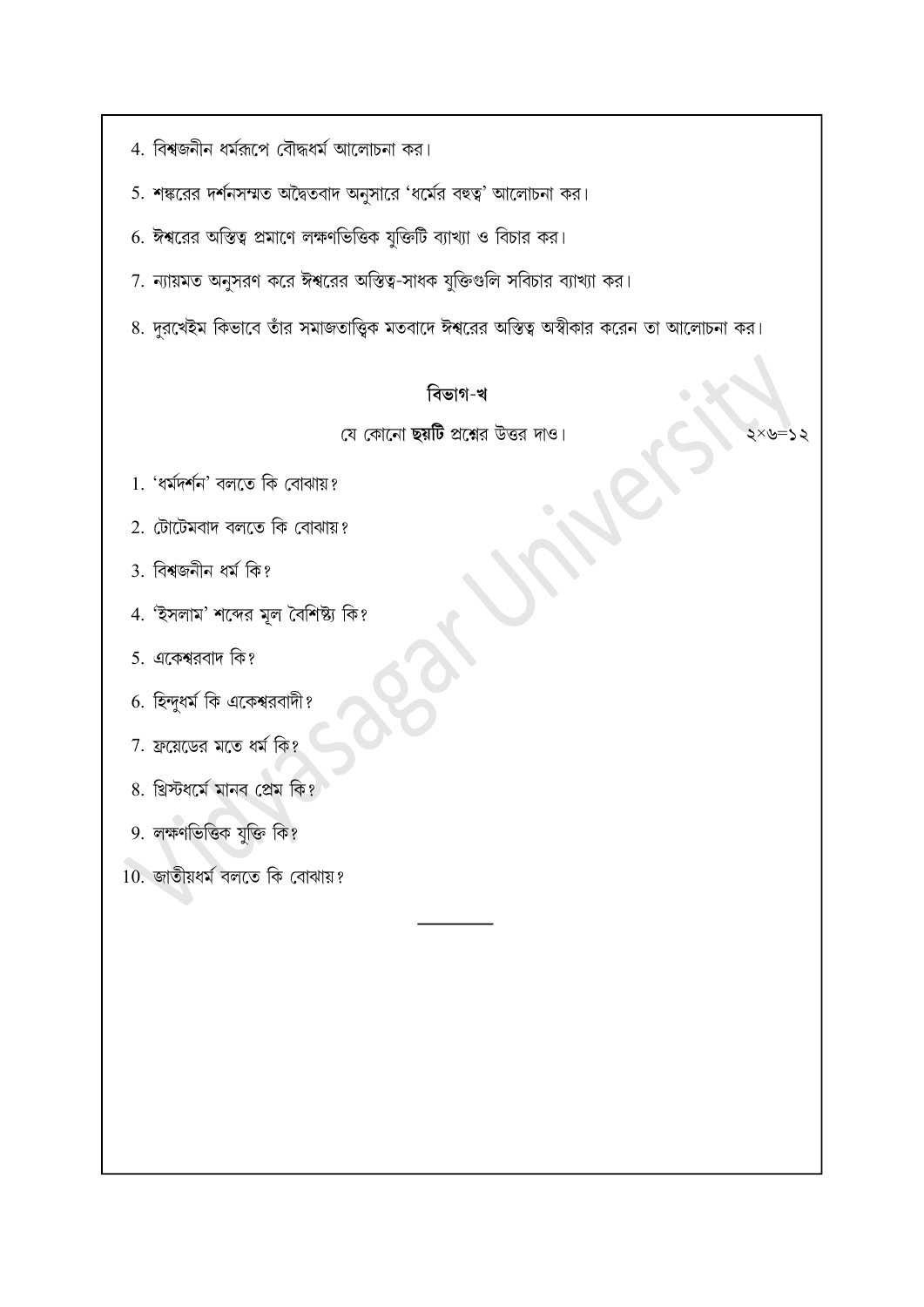4. বিশ্বজনীন ধর্মরূপে বৌদ্ধধর্ম আলোচনা কর।
5. শঙ্করের দর্শনসম্মত অদ্বৈতবাদ অনুসারে 'ধর্মের বহুত্ব' আলোচনা কর।
6. ঈশ্বরের অস্তিত্ব প্রমাণে লক্ষণভিত্তিক যুক্তিটি ব্যাখ্যা ও বিচার কর।
7. ন্যায়মত অনুসরণ করে ঈশ্বরের অস্তিত্ব-সাধক যুক্তিগুলি সবিচার ব্যাখ্যা কর।
8. দুরখেইম কিভাবে তাঁর সমাজতাত্ত্বিক মতবাদে ঈশ্বরের অস্তিত্ব অস্বীকার করেন তা আলোচনা কর।

### বিভাগ-খ

যে কোনো **ছয়টি** প্রশ্নের উত্তর দাও। ২×৬=১২

1. 'ধর্মদর্শন' বলতে কি বোঝায়?
2. টোটেমবাদ বলতে কি বোঝায়?
3. বিশ্বজনীন ধর্ম কি?
4. 'ইসলাম' শব্দের মূল বৈশিষ্ট্য কি?
5. একেশ্বরবাদ কি?
6. হিন্দুধর্ম কি একেশ্বরবাদী?
7. ফ্রয়েডের মতে ধর্ম কি?
8. খ্রিস্টধর্মে মানব প্রেম কি?
9. লক্ষণভিত্তিক যুক্তি কি?
10. জাতীয়ধর্ম বলতে কি বোঝায়?

---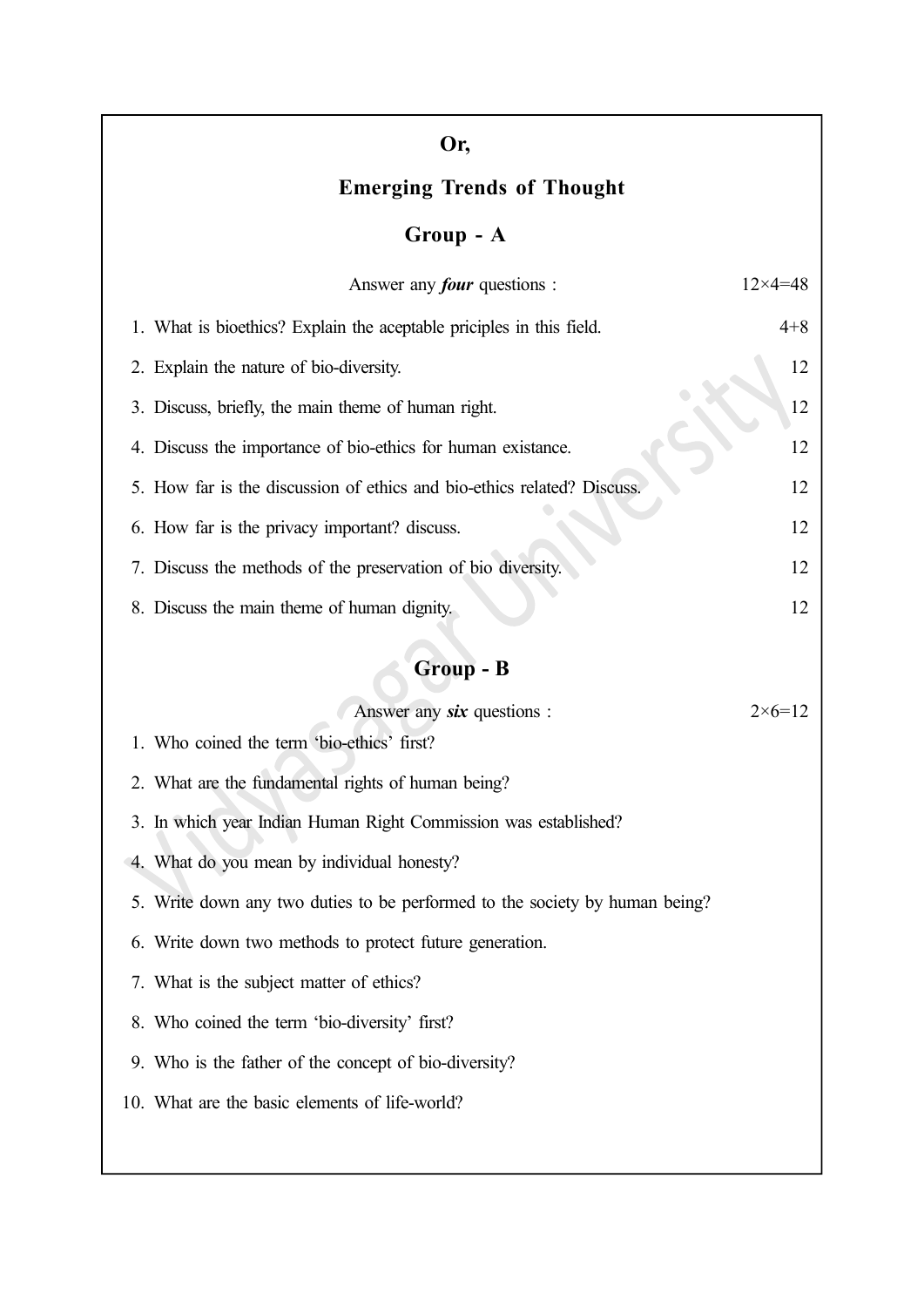**Or,**

## Emerging Trends of Thought

### Group - A

Answer any ***four*** questions : 12×4=48

1. What is bioethics? Explain the aceptable priciples in this field. 4+8
2. Explain the nature of bio-diversity. 12
3. Discuss, briefly, the main theme of human right. 12
4. Discuss the importance of bio-ethics for human existance. 12
5. How far is the discussion of ethics and bio-ethics related? Discuss. 12
6. How far is the privacy important? discuss. 12
7. Discuss the methods of the preservation of bio diversity. 12
8. Discuss the main theme of human dignity. 12

### Group - B

Answer any ***six*** questions : 2×6=12

1. Who coined the term 'bio-ethics' first?
2. What are the fundamental rights of human being?
3. In which year Indian Human Right Commission was established?
4. What do you mean by individual honesty?
5. Write down any two duties to be performed to the society by human being?
6. Write down two methods to protect future generation.
7. What is the subject matter of ethics?
8. Who coined the term 'bio-diversity' first?
9. Who is the father of the concept of bio-diversity?
10. What are the basic elements of life-world?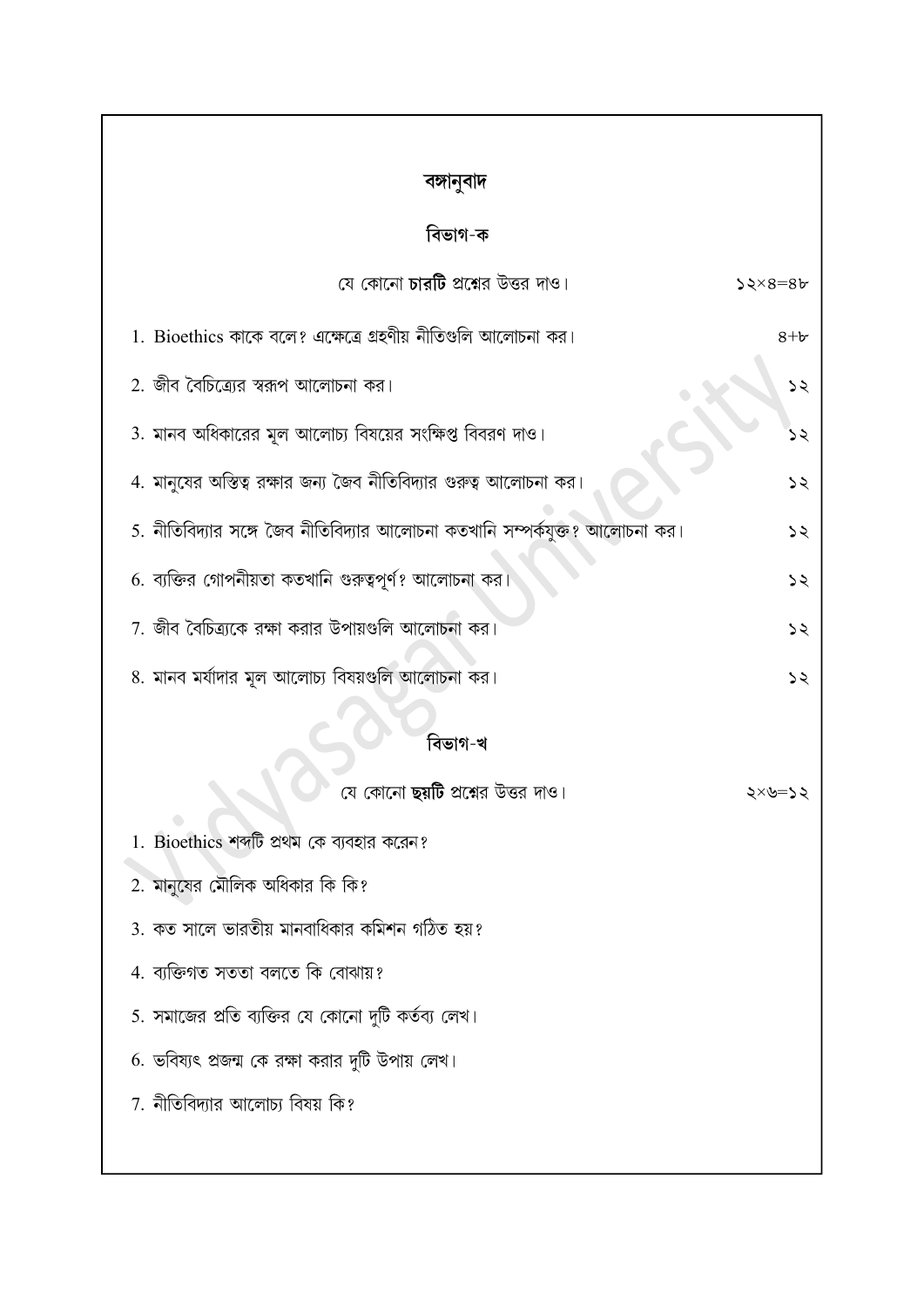## বঙ্গানুবাদ

### বিভাগ-ক

যে কোনো **চারটি** প্রশ্নের উত্তর দাও। ১২×৪=৪৮

1. Bioethics কাকে বলে? এক্ষেত্রে গ্রহণীয় নীতিগুলি আলোচনা কর। ৪+৮

2. জীব বৈচিত্র্যের স্বরূপ আলোচনা কর। ১২

3. মানব অধিকারের মূল আলোচ্য বিষয়ের সংক্ষিপ্ত বিবরণ দাও। ১২

4. মানুষের অস্তিত্ব রক্ষার জন্য জৈব নীতিবিদ্যার গুরুত্ব আলোচনা কর। ১২

5. নীতিবিদ্যার সঙ্গে জৈব নীতিবিদ্যার আলোচনা কতখানি সম্পর্কযুক্ত? আলোচনা কর। ১২

6. ব্যক্তির গোপনীয়তা কতখানি গুরুত্বপূর্ণ? আলোচনা কর। ১২

7. জীব বৈচিত্র্যকে রক্ষা করার উপায়গুলি আলোচনা কর। ১২

8. মানব মর্যাদার মূল আলোচ্য বিষয়গুলি আলোচনা কর। ১২

### বিভাগ-খ

যে কোনো **ছয়টি** প্রশ্নের উত্তর দাও। ২×৬=১২

1. Bioethics শব্দটি প্রথম কে ব্যবহার করেন?
2. মানুষের মৌলিক অধিকার কি কি?
3. কত সালে ভারতীয় মানবাধিকার কমিশন গঠিত হয়?
4. ব্যক্তিগত সততা বলতে কি বোঝায়?
5. সমাজের প্রতি ব্যক্তির যে কোনো দুটি কর্তব্য লেখ।
6. ভবিষ্যৎ প্রজন্ম কে রক্ষা করার দুটি উপায় লেখ।
7. নীতিবিদ্যার আলোচ্য বিষয় কি?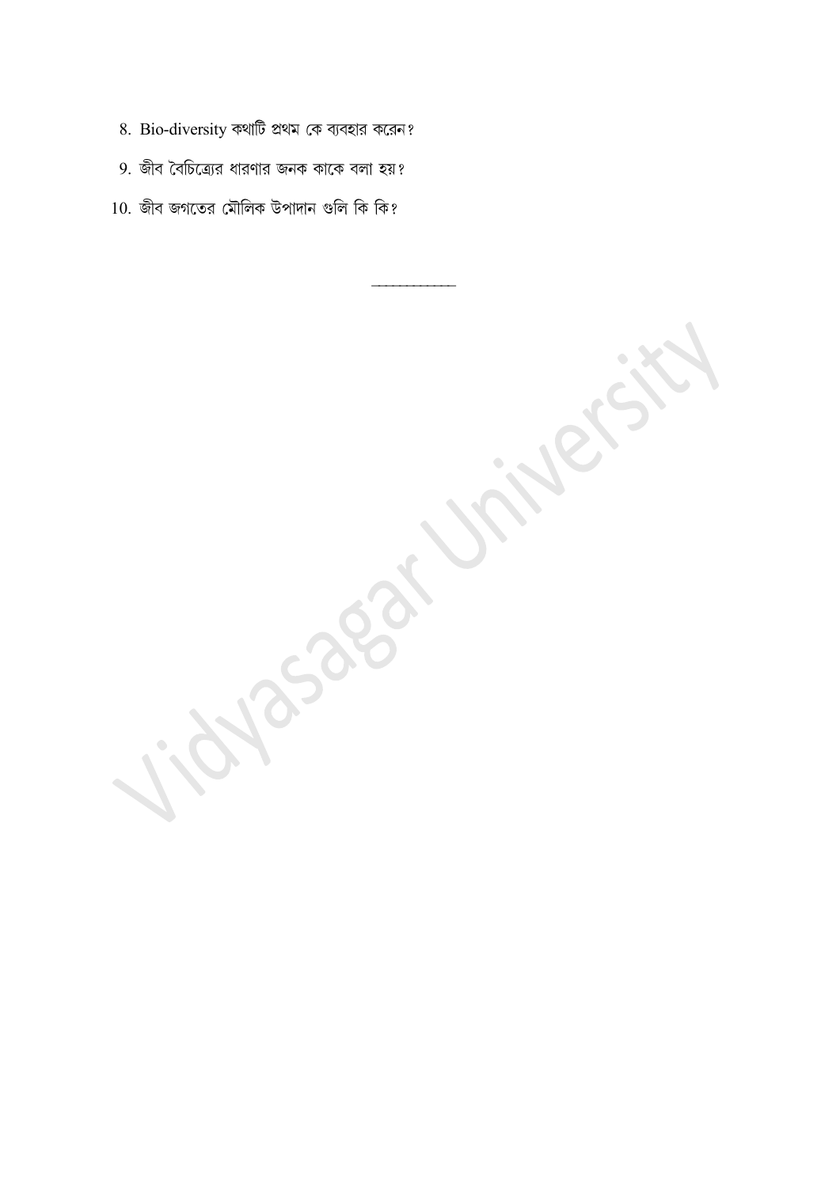8. Bio-diversity কথাটি প্রথম কে ব্যবহার করেন?
9. জীব বৈচিত্র্যের ধারণার জনক কাকে বলা হয়?
10. জীব জগতের মৌলিক উপাদান গুলি কি কি?

---